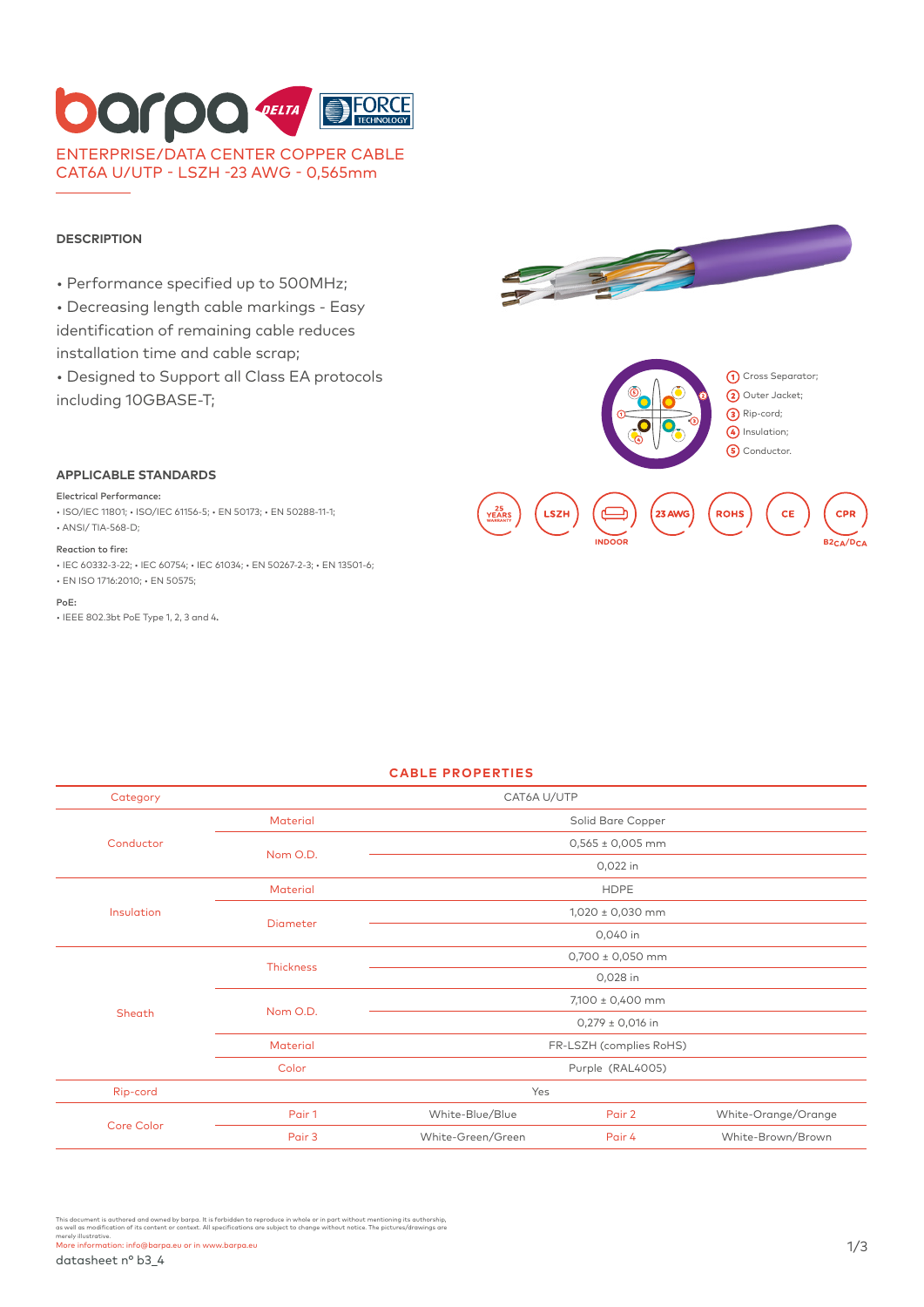# ENTERPRISE/DATA CENTER COPPER CABLE
# CAT6A U/UTP - LSZH -23 AWG - 0,565mm

## DESCRIPTION

- Performance specified up to 500MHz;
- Decreasing length cable markings - Easy identification of remaining cable reduces installation time and cable scrap;
- Designed to Support all Class EA protocols including 10GBASE-T;

1. Cross Separator;
2. Outer Jacket;
3. Rip-cord;
4. Insulation;
5. Conductor.

25 YEARS WARRANTY | LSZH | INDOOR | 23 AWG | ROHS | CE | CPR $B2_{CA}/D_{CA}$

## APPLICABLE STANDARDS

**Electrical Performance:**
- ISO/IEC 11801; • ISO/IEC 61156-5; • EN 50173; • EN 50288-11-1;
- ANSI/ TIA-568-D;

**Reaction to fire:**
- IEC 60332-3-22; • IEC 60754; • IEC 61034; • EN 50267-2-3; • EN 13501-6;
- EN ISO 1716:2010; • EN 50575;

**PoE:**
- IEEE 802.3bt PoE Type 1, 2, 3 and 4.

## CABLE PROPERTIES

| Category | | CAT6A U/UTP | | |
|---|---|---|---|---|
| Conductor | Material | Solid Bare Copper | | |
| | Nom O.D. | 0,565 ± 0,005 mm | | |
| | | 0,022 in | | |
| Insulation | Material | HDPE | | |
| | Diameter | 1,020 ± 0,030 mm | | |
| | | 0,040 in | | |
| Sheath | Thickness | 0,700 ± 0,050 mm | | |
| | | 0,028 in | | |
| | Nom O.D. | 7,100 ± 0,400 mm | | |
| | | 0,279 ± 0,016 in | | |
| | Material | FR-LSZH (complies RoHS) | | |
| | Color | Purple (RAL4005) | | |
| Rip-cord | | Yes | | |
| Core Color | Pair 1 | White-Blue/Blue | Pair 2 | White-Orange/Orange |
| | Pair 3 | White-Green/Green | Pair 4 | White-Brown/Brown |

This document is authored and owned by barpa. It is forbidden to reproduce in whole or in part without mentioning its authorship, as well as modification of its content or context. All specifications are subject to change without notice. The pictures/drawings are merely illustrative.
More information: info@barpa.eu or in www.barpa.eu

datasheet nº b3_4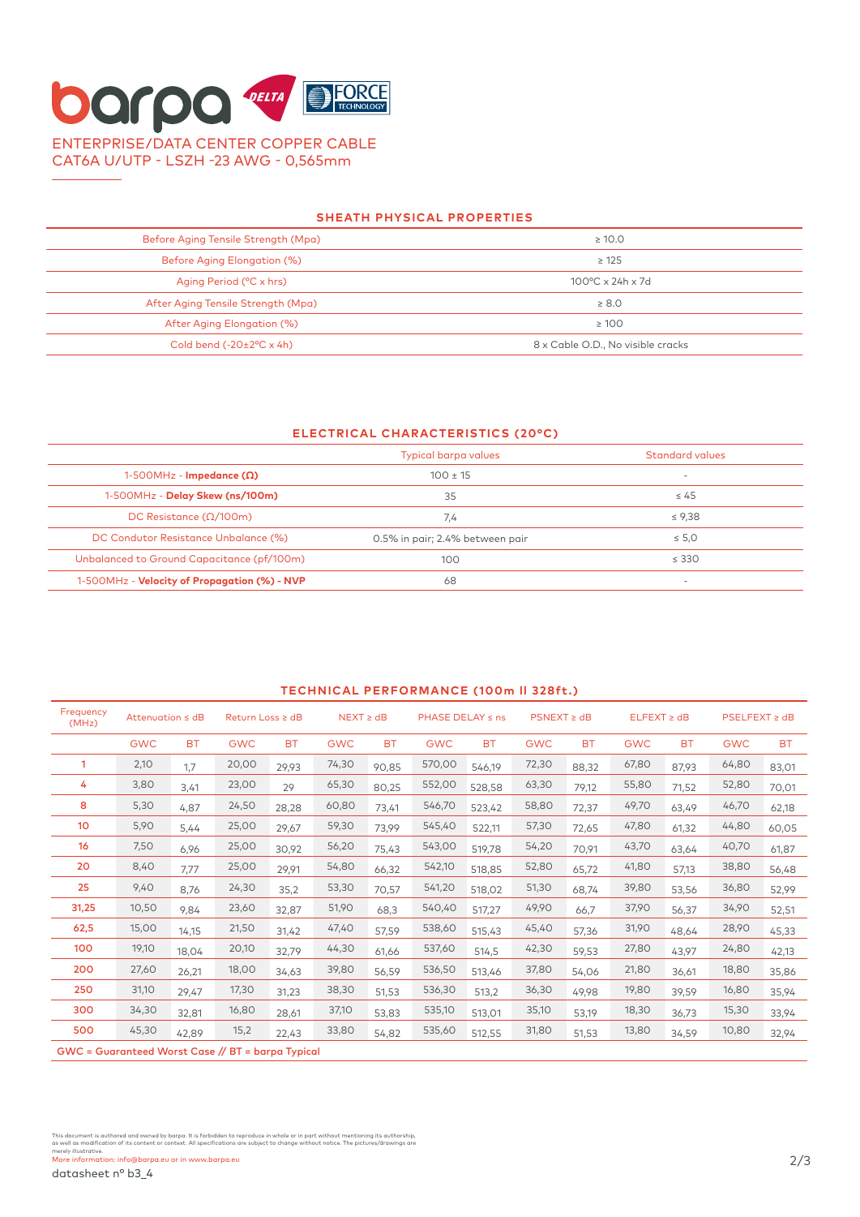barpa DELTA FORCE TECHNOLOGY

ENTERPRISE/DATA CENTER COPPER CABLE
CAT6A U/UTP - LSZH -23 AWG - 0,565mm

## SHEATH PHYSICAL PROPERTIES

| | |
|---|---|
| Before Aging Tensile Strength (Mpa) | ≥ 10.0 |
| Before Aging Elongation (%) | ≥ 125 |
| Aging Period (ºC x hrs) | 100ºC x 24h x 7d |
| After Aging Tensile Strength (Mpa) | ≥ 8.0 |
| After Aging Elongation (%) | ≥ 100 |
| Cold bend (-20±2ºC x 4h) | 8 x Cable O.D., No visible cracks |

## ELECTRICAL CHARACTERISTICS (20ºC)

| | Typical barpa values | Standard values |
|---|---|---|
| 1-500MHz - **Impedance (Ω)** | 100 ± 15 | - |
| 1-500MHz - **Delay Skew (ns/100m)** | 35 | ≤ 45 |
| DC Resistance (Ω/100m) | 7,4 | ≤ 9,38 |
| DC Condutor Resistance Unbalance (%) | 0.5% in pair; 2.4% between pair | ≤ 5,0 |
| Unbalanced to Ground Capacitance (pf/100m) | 100 | ≤ 330 |
| 1-500MHz - **Velocity of Propagation (%) - NVP** | 68 | - |

## TECHNICAL PERFORMANCE (100m ll 328ft.)

| Frequency (MHz) | Attenuation ≤ dB | | Return Loss ≥ dB | | NEXT ≥ dB | | PHASE DELAY ≤ ns | | PSNEXT ≥ dB | | ELFEXT ≥ dB | | PSELFEXT ≥ dB | |
|---|---|---|---|---|---|---|---|---|---|---|---|---|---|---|
| | GWC | BT | GWC | BT | GWC | BT | GWC | BT | GWC | BT | GWC | BT | GWC | BT |
| 1 | 2,10 | 1,7 | 20,00 | 29,93 | 74,30 | 90,85 | 570,00 | 546,19 | 72,30 | 88,32 | 67,80 | 87,93 | 64,80 | 83,01 |
| 4 | 3,80 | 3,41 | 23,00 | 29 | 65,30 | 80,25 | 552,00 | 528,58 | 63,30 | 79,12 | 55,80 | 71,52 | 52,80 | 70,01 |
| 8 | 5,30 | 4,87 | 24,50 | 28,28 | 60,80 | 73,41 | 546,70 | 523,42 | 58,80 | 72,37 | 49,70 | 63,49 | 46,70 | 62,18 |
| 10 | 5,90 | 5,44 | 25,00 | 29,67 | 59,30 | 73,99 | 545,40 | 522,11 | 57,30 | 72,65 | 47,80 | 61,32 | 44,80 | 60,05 |
| 16 | 7,50 | 6,96 | 25,00 | 30,92 | 56,20 | 75,43 | 543,00 | 519,78 | 54,20 | 70,91 | 43,70 | 63,64 | 40,70 | 61,87 |
| 20 | 8,40 | 7,77 | 25,00 | 29,91 | 54,80 | 66,32 | 542,10 | 518,85 | 52,80 | 65,72 | 41,80 | 57,13 | 38,80 | 56,48 |
| 25 | 9,40 | 8,76 | 24,30 | 35,2 | 53,30 | 70,57 | 541,20 | 518,02 | 51,30 | 68,74 | 39,80 | 53,56 | 36,80 | 52,99 |
| 31,25 | 10,50 | 9,84 | 23,60 | 32,87 | 51,90 | 68,3 | 540,40 | 517,27 | 49,90 | 66,7 | 37,90 | 56,37 | 34,90 | 52,51 |
| 62,5 | 15,00 | 14,15 | 21,50 | 31,42 | 47,40 | 57,59 | 538,60 | 515,43 | 45,40 | 57,36 | 31,90 | 48,64 | 28,90 | 45,33 |
| 100 | 19,10 | 18,04 | 20,10 | 32,79 | 44,30 | 61,66 | 537,60 | 514,5 | 42,30 | 59,53 | 27,80 | 43,97 | 24,80 | 42,13 |
| 200 | 27,60 | 26,21 | 18,00 | 34,63 | 39,80 | 56,59 | 536,50 | 513,46 | 37,80 | 54,06 | 21,80 | 36,61 | 18,80 | 35,86 |
| 250 | 31,10 | 29,47 | 17,30 | 31,23 | 38,30 | 51,53 | 536,30 | 513,2 | 36,30 | 49,98 | 19,80 | 39,59 | 16,80 | 35,94 |
| 300 | 34,30 | 32,81 | 16,80 | 28,61 | 37,10 | 53,83 | 535,10 | 513,01 | 35,10 | 53,19 | 18,30 | 36,73 | 15,30 | 33,94 |
| 500 | 45,30 | 42,89 | 15,2 | 22,43 | 33,80 | 54,82 | 535,60 | 512,55 | 31,80 | 51,53 | 13,80 | 34,59 | 10,80 | 32,94 |

GWC = Guaranteed Worst Case // BT = barpa Typical

This document is authored and owned by barpa. It is forbidden to reproduce in whole or in part without mentioning its authorship, as well as modification of its content or context. All specifications are subject to change without notice. The pictures/drawings are merely illustrative.
More information: info@barpa.eu or in www.barpa.eu

datasheet nº b3_4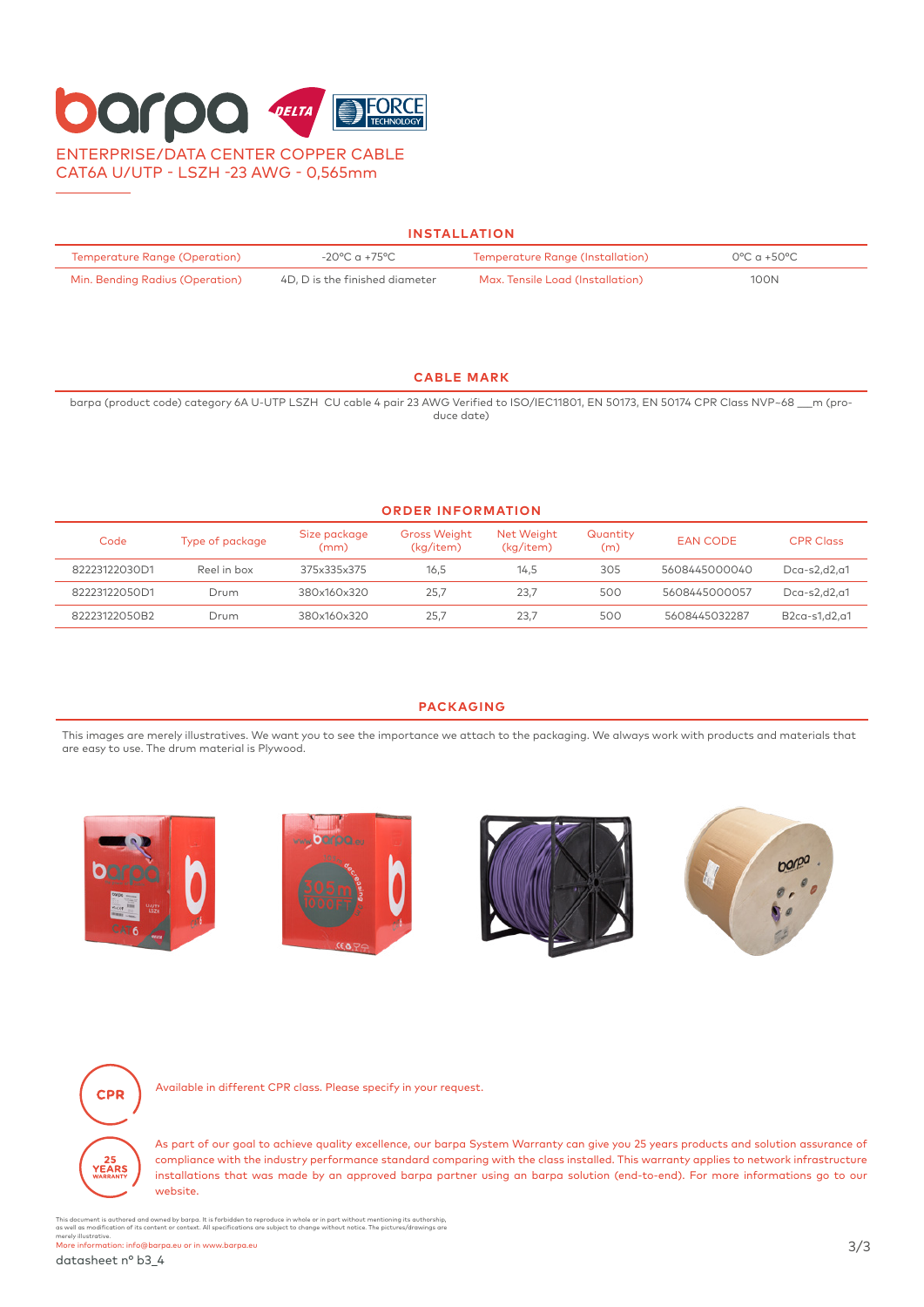ENTERPRISE/DATA CENTER COPPER CABLE
CAT6A U/UTP - LSZH -23 AWG - 0,565mm

## INSTALLATION

| | | | |
|---|---|---|---|
| Temperature Range (Operation) | -20ºC a +75ºC | Temperature Range (Installation) | 0ºC a +50ºC |
| Min. Bending Radius (Operation) | 4D, D is the finished diameter | Max. Tensile Load (Installation) | 100N |

## CABLE MARK

barpa (product code) category 6A U-UTP LSZH CU cable 4 pair 23 AWG Verified to ISO/IEC11801, EN 50173, EN 50174 CPR Class NVP~68 ___m (produce date)

## ORDER INFORMATION

| Code | Type of package | Size package (mm) | Gross Weight (kg/item) | Net Weight (kg/item) | Quantity (m) | EAN CODE | CPR Class |
|---|---|---|---|---|---|---|---|
| 82223122030D1 | Reel in box | 375x335x375 | 16,5 | 14,5 | 305 | 5608445000040 | Dca-s2,d2,a1 |
| 82223122050D1 | Drum | 380x160x320 | 25,7 | 23,7 | 500 | 5608445000057 | Dca-s2,d2,a1 |
| 82223122050B2 | Drum | 380x160x320 | 25,7 | 23,7 | 500 | 5608445032287 | B2ca-s1,d2,a1 |

## PACKAGING

This images are merely illustratives. We want you to see the importance we attach to the packaging. We always work with products and materials that are easy to use. The drum material is Plywood.

Available in different CPR class. Please specify in your request.

As part of our goal to achieve quality excellence, our barpa System Warranty can give you 25 years products and solution assurance of compliance with the industry performance standard comparing with the class installed. This warranty applies to network infrastructure installations that was made by an approved barpa partner using an barpa solution (end-to-end). For more informations go to our website.

This document is authored and owned by barpa. It is forbidden to reproduce in whole or in part without mentioning its authorship, as well as modification of its content or context. All specifications are subject to change without notice. The pictures/drawings are merely illustrative.
More information: info@barpa.eu or in www.barpa.eu

datasheet nº b3_4